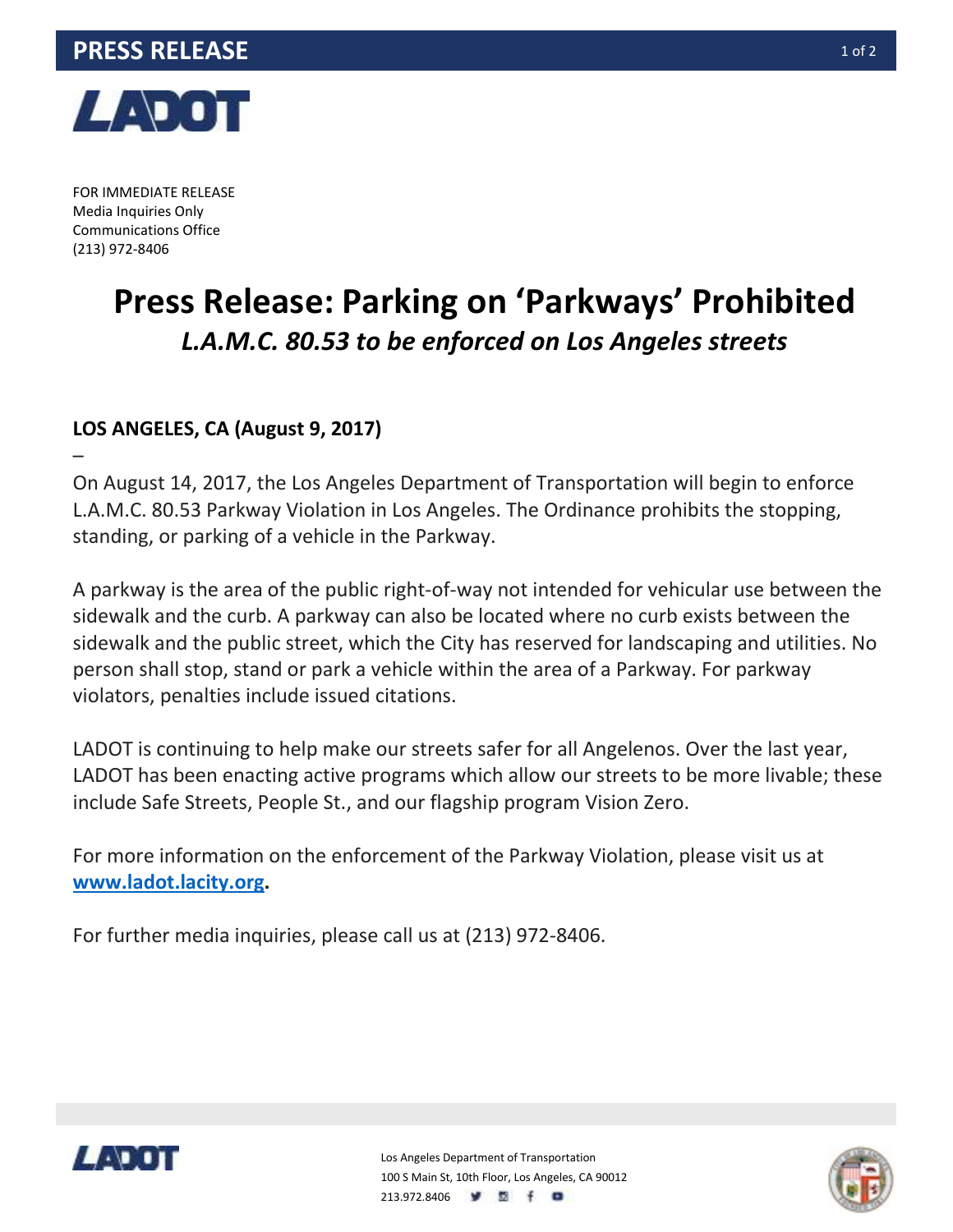# PRESS RELEASE

FOR IMMEDIATE RELEASE
Media Inquiries Only
Communications Office
(213) 972-8406

# Press Release: Parking on 'Parkways' Prohibited

## *L.A.M.C. 80.53 to be enforced on Los Angeles streets*

**LOS ANGELES, CA (August 9, 2017)**

–

On August 14, 2017, the Los Angeles Department of Transportation will begin to enforce L.A.M.C. 80.53 Parkway Violation in Los Angeles. The Ordinance prohibits the stopping, standing, or parking of a vehicle in the Parkway.

A parkway is the area of the public right-of-way not intended for vehicular use between the sidewalk and the curb. A parkway can also be located where no curb exists between the sidewalk and the public street, which the City has reserved for landscaping and utilities. No person shall stop, stand or park a vehicle within the area of a Parkway. For parkway violators, penalties include issued citations.

LADOT is continuing to help make our streets safer for all Angelenos. Over the last year, LADOT has been enacting active programs which allow our streets to be more livable; these include Safe Streets, People St., and our flagship program Vision Zero.

For more information on the enforcement of the Parkway Violation, please visit us at **www.ladot.lacity.org**.

For further media inquiries, please call us at (213) 972-8406.

Los Angeles Department of Transportation
100 S Main St, 10th Floor, Los Angeles, CA 90012
213.972.8406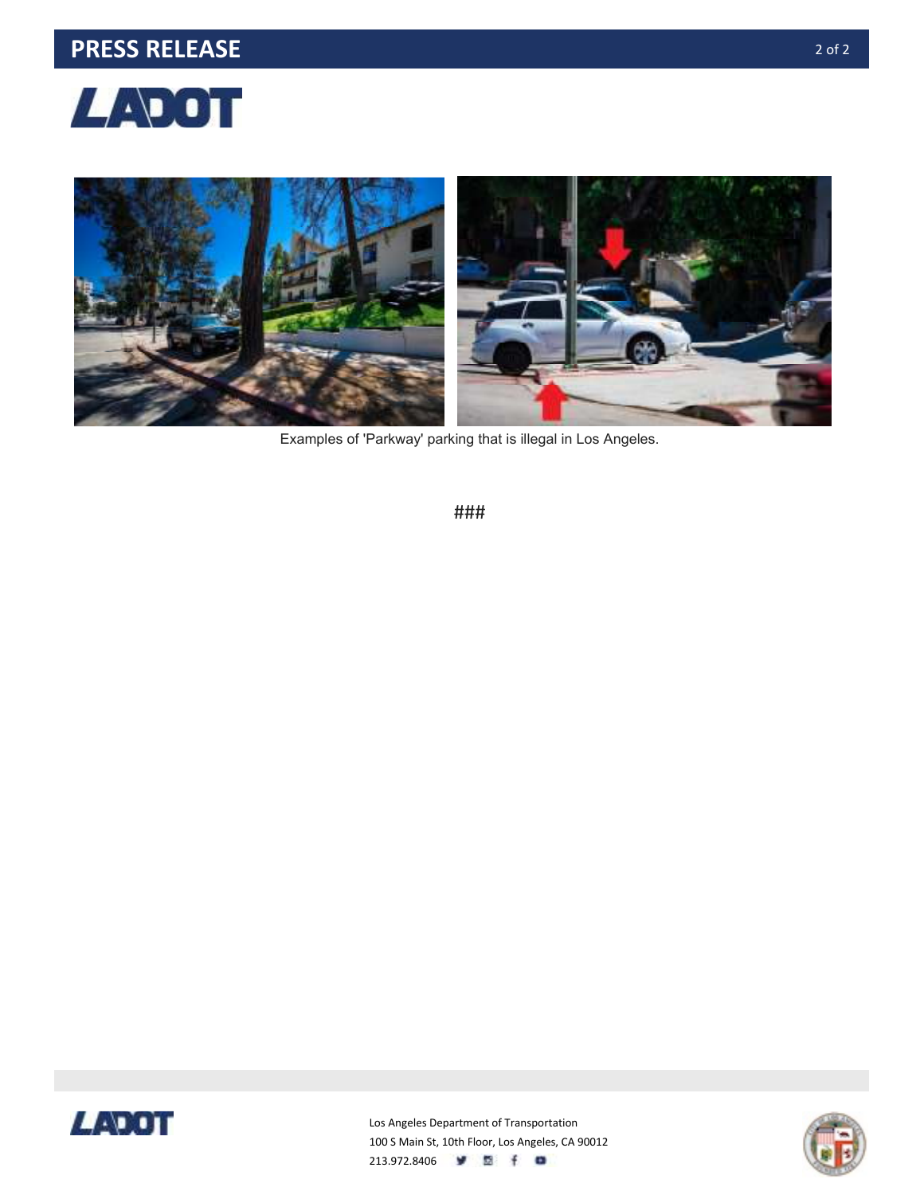Examples of 'Parkway' parking that is illegal in Los Angeles.

###

Los Angeles Department of Transportation
100 S Main St, 10th Floor, Los Angeles, CA 90012
213.972.8406